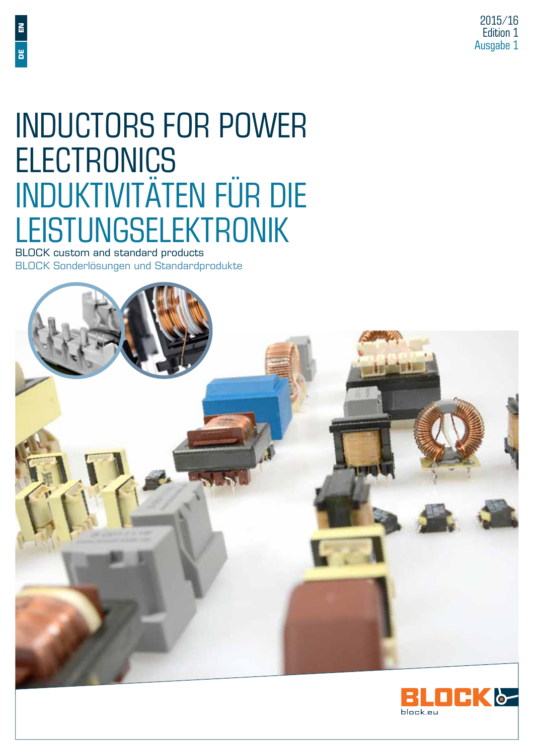EN

DE

2015/16
Edition 1
Ausgabe 1

# INDUCTORS FOR POWER ELECTRONICS

# INDUKTIVITÄTEN FÜR DIE LEISTUNGSELEKTRONIK

BLOCK custom and standard products

BLOCK Sonderlösungen und Standardprodukte

BLOCK

block.eu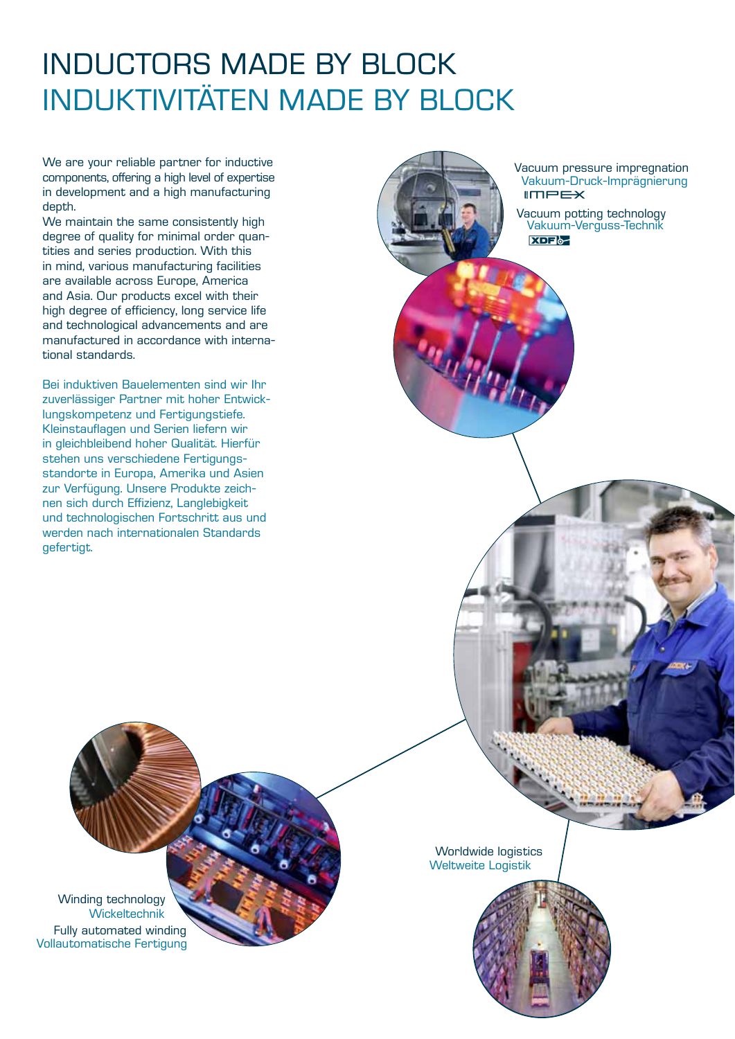# INDUCTORS MADE BY BLOCK
# INDUKTIVITÄTEN MADE BY BLOCK

We are your reliable partner for inductive components, offering a high level of expertise in development and a high manufacturing depth.
We maintain the same consistently high degree of quality for minimal order quantities and series production. With this in mind, various manufacturing facilities are available across Europe, America and Asia. Our products excel with their high degree of efficiency, long service life and technological advancements and are manufactured in accordance with international standards.

Bei induktiven Bauelementen sind wir Ihr zuverlässiger Partner mit hoher Entwicklungskompetenz und Fertigungstiefe. Kleinstauflagen und Serien liefern wir in gleichbleibend hoher Qualität. Hierfür stehen uns verschiedene Fertigungsstandorte in Europa, Amerika und Asien zur Verfügung. Unsere Produkte zeichnen sich durch Effizienz, Langlebigkeit und technologischen Fortschritt aus und werden nach internationalen Standards gefertigt.

Vacuum pressure impregnation
Vakuum-Druck-Imprägnierung
IMPEX

Vacuum potting technology
Vakuum-Verguss-Technik
XDF

Winding technology
Wickeltechnik

Fully automated winding
Vollautomatische Fertigung

Worldwide logistics
Weltweite Logistik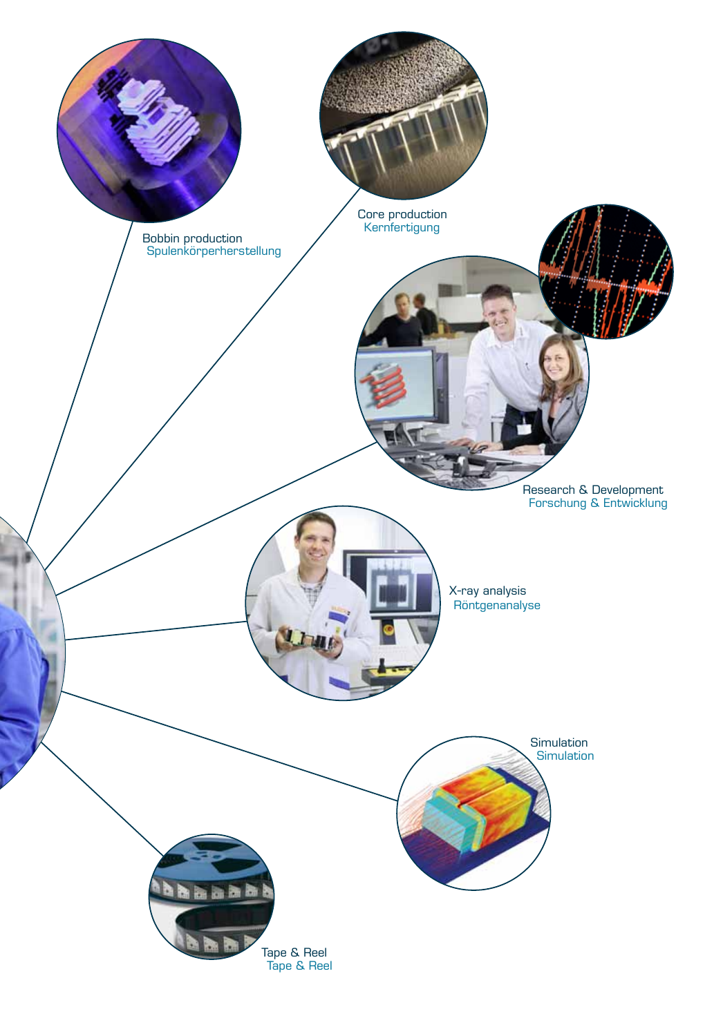Bobbin production
Spulenkörperherstellung

Core production
Kernfertigung

Research & Development
Forschung & Entwicklung

X-ray analysis
Röntgenanalyse

Simulation
Simulation

Tape & Reel
Tape & Reel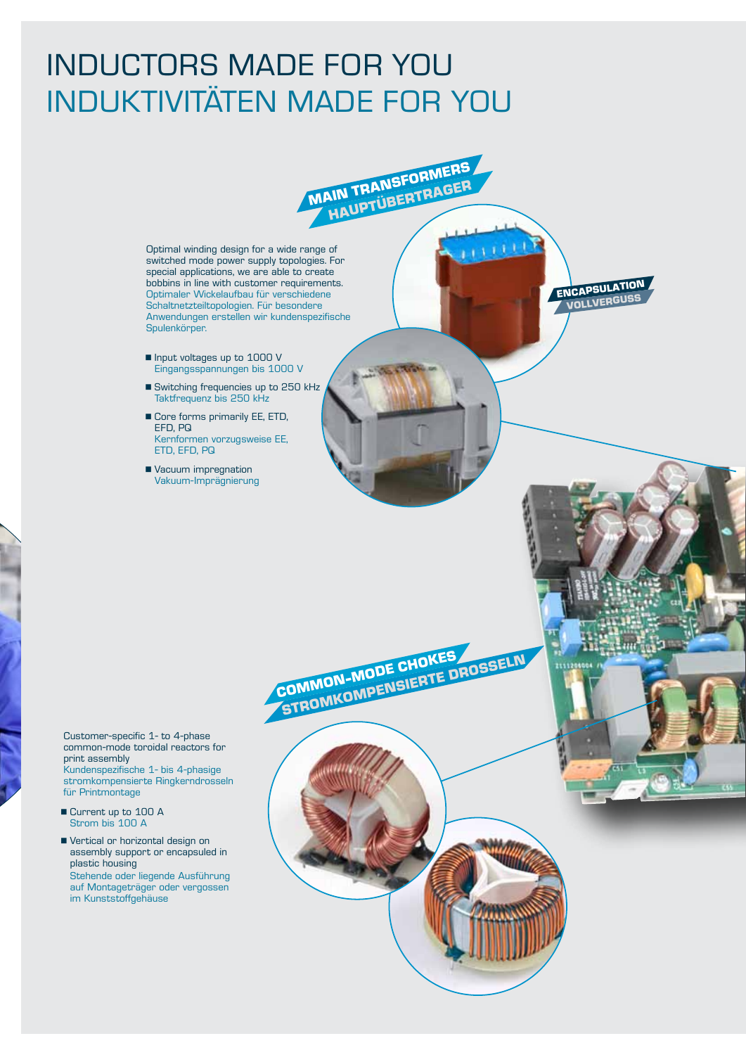# INDUCTORS MADE FOR YOU
# INDUKTIVITÄTEN MADE FOR YOU

## MAIN TRANSFORMERS
## HAUPTÜBERTRAGER

Optimal winding design for a wide range of switched mode power supply topologies. For special applications, we are able to create bobbins in line with customer requirements.
Optimaler Wickelaufbau für verschiedene Schaltnetzteiltopologien. Für besondere Anwendungen erstellen wir kundenspezifische Spulenkörper.

- Input voltages up to 1000 V
  Eingangsspannungen bis 1000 V
- Switching frequencies up to 250 kHz
  Taktfrequenz bis 250 kHz
- Core forms primarily EE, ETD, EFD, PQ
  Kernformen vorzugsweise EE, ETD, EFD, PQ
- Vacuum impregnation
  Vakuum-Imprägnierung

ENCAPSULATION
VOLLVERGUSS

## COMMON-MODE CHOKES
## STROMKOMPENSIERTE DROSSELN

Customer-specific 1- to 4-phase common-mode toroidal reactors for print assembly
Kundenspezifische 1- bis 4-phasige stromkompensierte Ringkerndrosseln für Printmontage

- Current up to 100 A
  Strom bis 100 A
- Vertical or horizontal design on assembly support or encapsuled in plastic housing
  Stehende oder liegende Ausführung auf Montageträger oder vergossen im Kunststoffgehäuse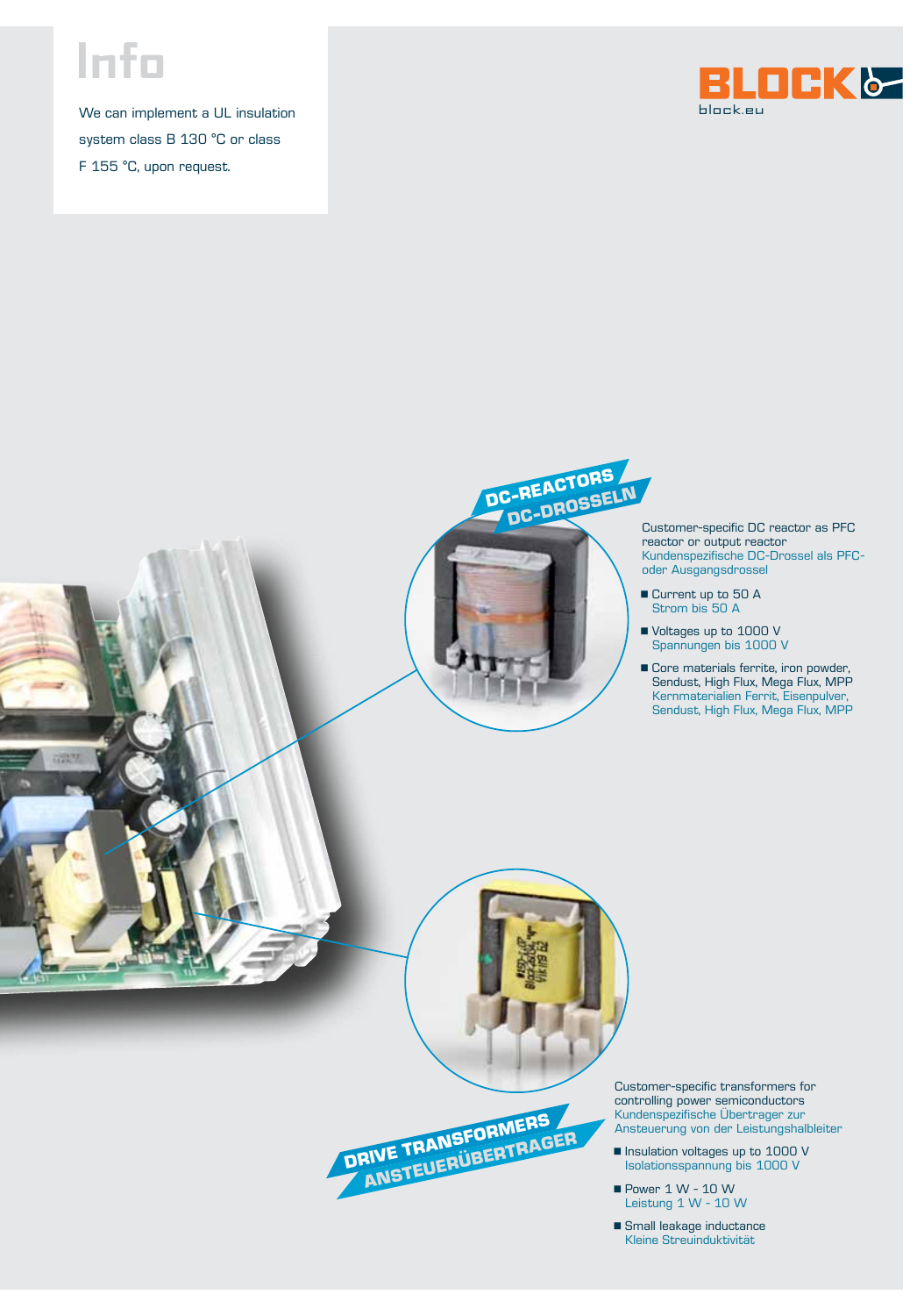# Info

We can implement a UL insulation system class B 130 °C or class F 155 °C, upon request.

BLOCK
block.eu

## DC-REACTORS
## DC-DROSSELN

Customer-specific DC reactor as PFC reactor or output reactor
Kundenspezifische DC-Drossel als PFC- oder Ausgangsdrossel

- Current up to 50 A
  Strom bis 50 A
- Voltages up to 1000 V
  Spannungen bis 1000 V
- Core materials ferrite, iron powder, Sendust, High Flux, Mega Flux, MPP
  Kernmaterialien Ferrit, Eisenpulver, Sendust, High Flux, Mega Flux, MPP

## DRIVE TRANSFORMERS
## ANSTEUERÜBERTRAGER

Customer-specific transformers for controlling power semiconductors
Kundenspezifische Übertrager zur Ansteuerung von der Leistungshalbleiter

- Insulation voltages up to 1000 V
  Isolationsspannung bis 1000 V
- Power 1 W - 10 W
  Leistung 1 W - 10 W
- Small leakage inductance
  Kleine Streuinduktivität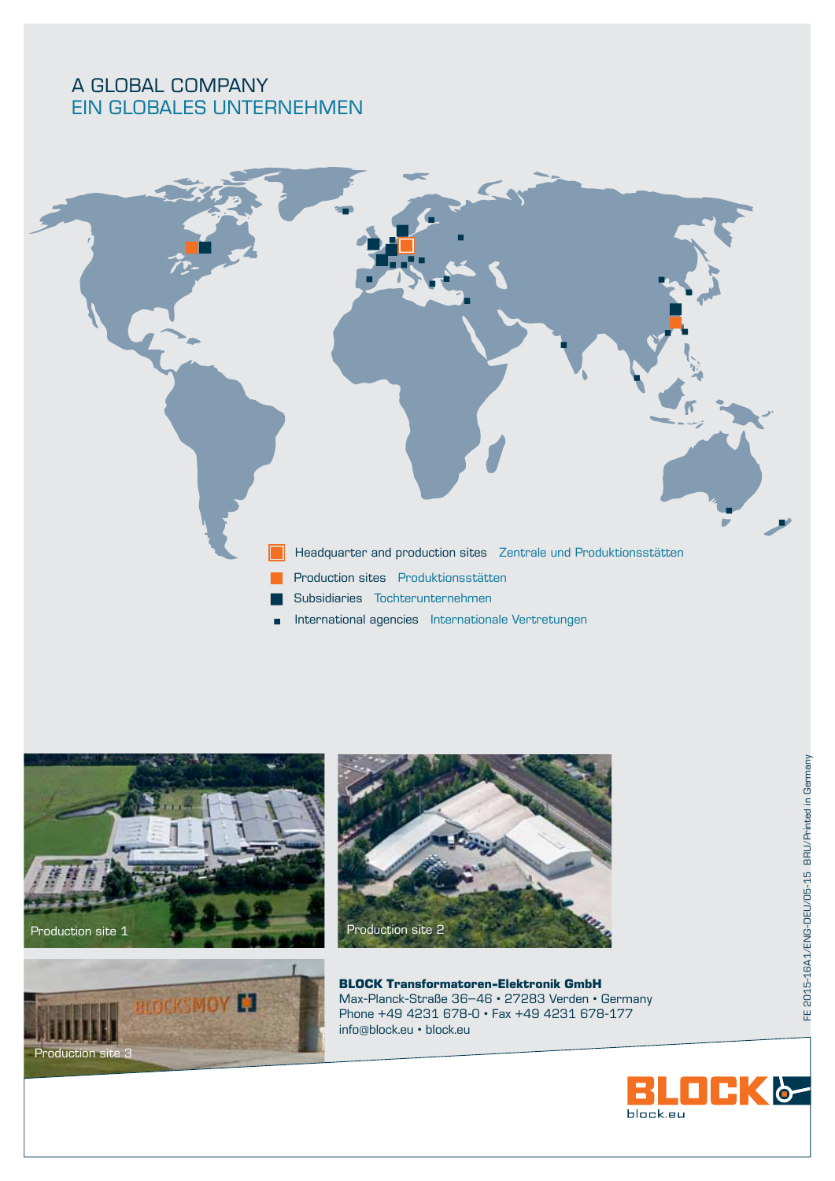# A GLOBAL COMPANY
## EIN GLOBALES UNTERNEHMEN

- Headquarter and production sites Zentrale und Produktionsstätten
- Production sites Produktionsstätten
- Subsidiaries Tochterunternehmen
- International agencies Internationale Vertretungen

Production site 1

Production site 2

Production site 3

**BLOCK Transformatoren-Elektronik GmbH**
Max-Planck-Straße 36–46 • 27283 Verden • Germany
Phone +49 4231 678-0 • Fax +49 4231 678-177
info@block.eu • block.eu

FE 2015-16A1/ENG-DEU/05-15 BRU/Printed in Germany

BLOCK
block.eu